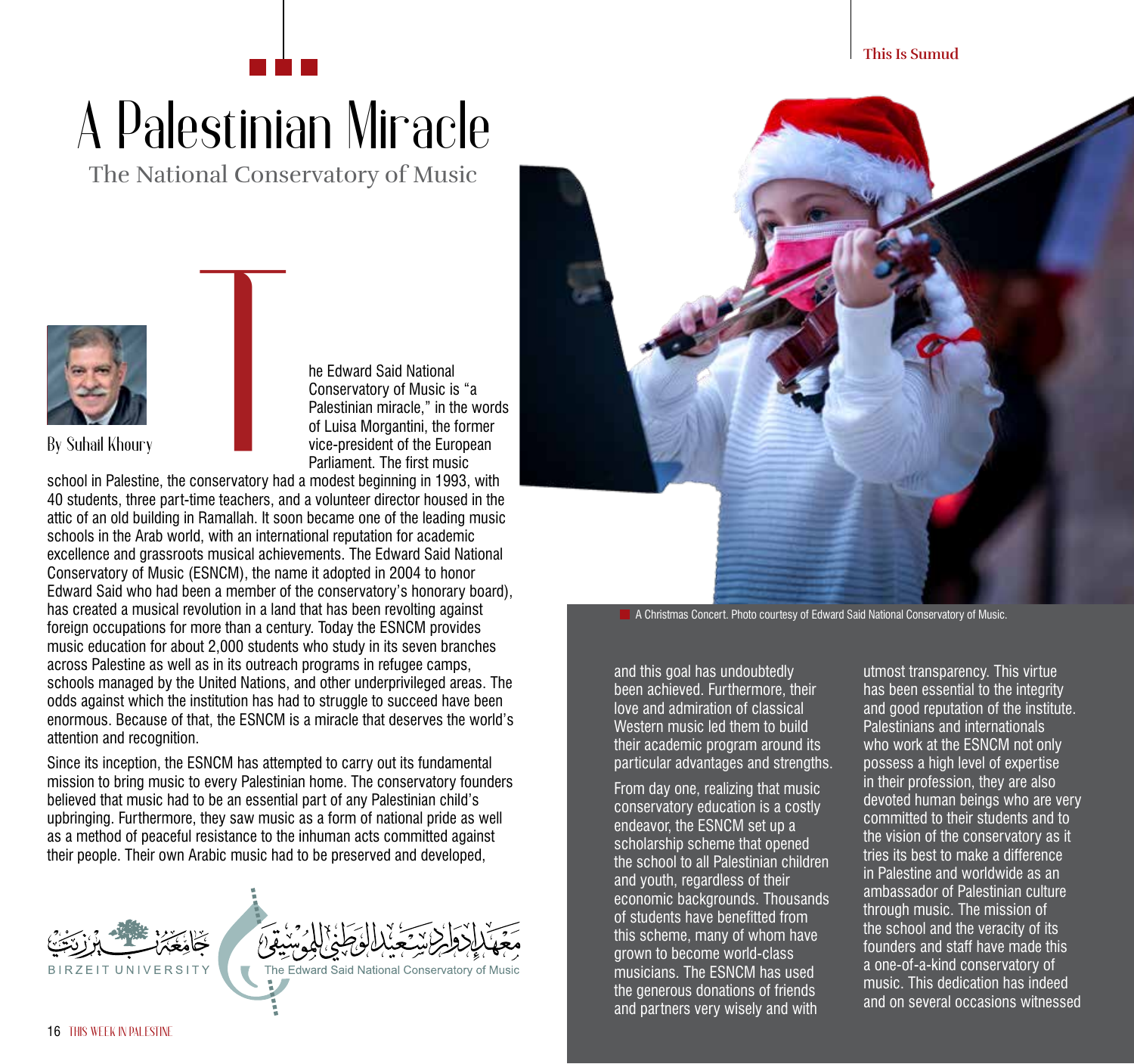# A Palestinian Miracle

## The National Conservatory of Music

By Suhail Khoury

The Edward Said National Conservatory of Music is "a Palestinian miracle," in the words of Luisa Morgantini, the former vice-president of the European Parliament. The first music school in Palestine, the conservatory had a modest beginning in 1993, with 40 students, three part-time teachers, and a volunteer director housed in the attic of an old building in Ramallah. It soon became one of the leading music schools in the Arab world, with an international reputation for academic excellence and grassroots musical achievements. The Edward Said National Conservatory of Music (ESNCM), the name it adopted in 2004 to honor Edward Said who had been a member of the conservatory's honorary board), has created a musical revolution in a land that has been revolting against foreign occupations for more than a century. Today the ESNCM provides music education for about 2,000 students who study in its seven branches across Palestine as well as in its outreach programs in refugee camps, schools managed by the United Nations, and other underprivileged areas. The odds against which the institution has had to struggle to succeed have been enormous. Because of that, the ESNCM is a miracle that deserves the world's attention and recognition.

Since its inception, the ESNCM has attempted to carry out its fundamental mission to bring music to every Palestinian home. The conservatory founders believed that music had to be an essential part of any Palestinian child's upbringing. Furthermore, they saw music as a form of national pride as well as a method of peaceful resistance to the inhuman acts committed against their people. Their own Arabic music had to be preserved and developed, and this goal has undoubtedly been achieved. Furthermore, their love and admiration of classical Western music led them to build their academic program around its particular advantages and strengths.

From day one, realizing that music conservatory education is a costly endeavor, the ESNCM set up a scholarship scheme that opened the school to all Palestinian children and youth, regardless of their economic backgrounds. Thousands of students have benefitted from this scheme, many of whom have grown to become world-class musicians. The ESNCM has used the generous donations of friends and partners very wisely and with utmost transparency. This virtue has been essential to the integrity and good reputation of the institute. Palestinians and internationals who work at the ESNCM not only possess a high level of expertise in their profession, they are also devoted human beings who are very committed to their students and to the vision of the conservatory as it tries its best to make a difference in Palestine and worldwide as an ambassador of Palestinian culture through music. The mission of the school and the veracity of its founders and staff have made this a one-of-a-kind conservatory of music. This dedication has indeed and on several occasions witnessed

A Christmas Concert. Photo courtesy of Edward Said National Conservatory of Music.

جامعة بيرزيت
BIRZEIT UNIVERSITY

معهد إدوارد سعيد الوطني للموسيقى
The Edward Said National Conservatory of Music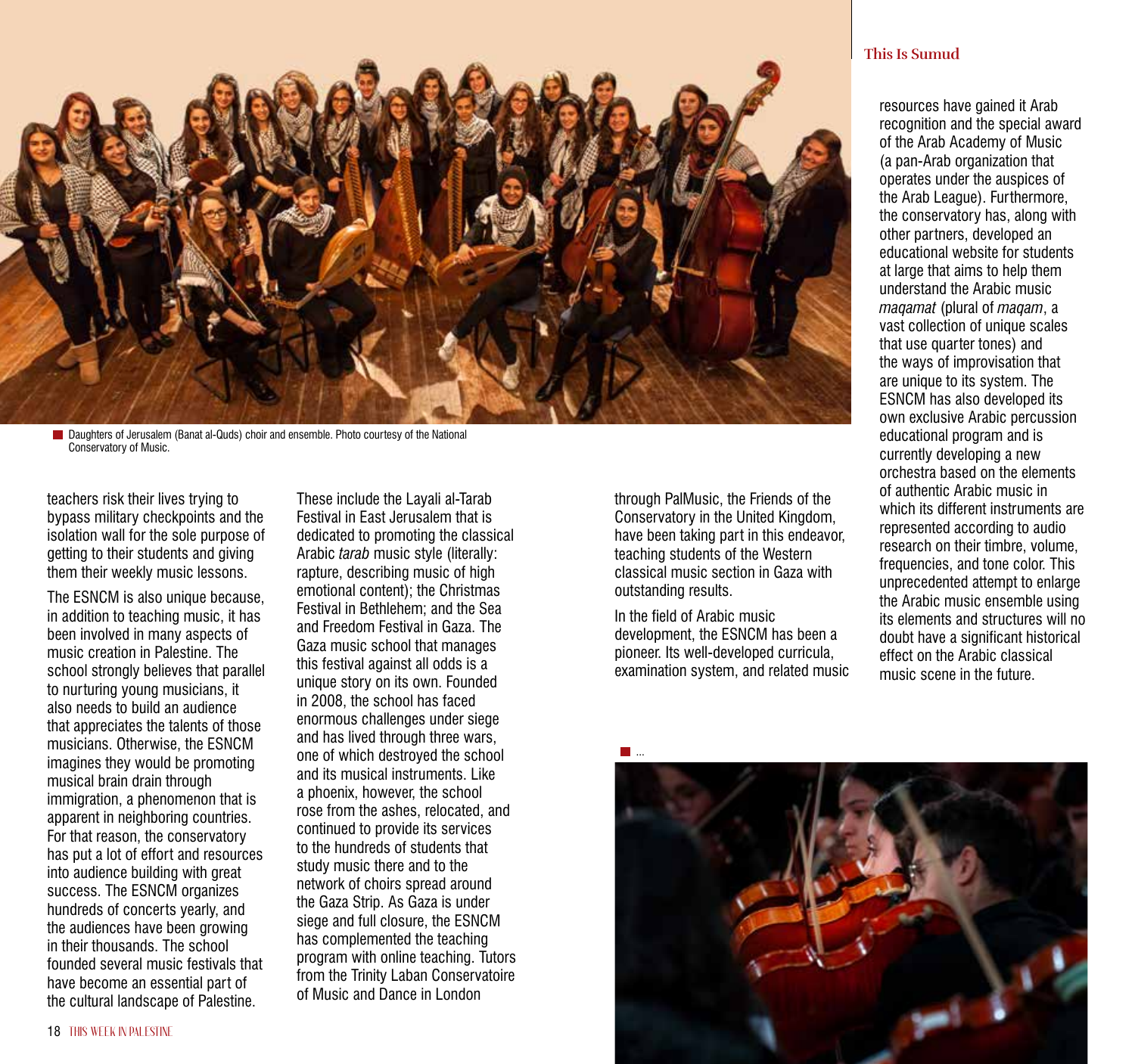Daughters of Jerusalem (Banat al-Quds) choir and ensemble. Photo courtesy of the National Conservatory of Music.

teachers risk their lives trying to bypass military checkpoints and the isolation wall for the sole purpose of getting to their students and giving them their weekly music lessons.

The ESNCM is also unique because, in addition to teaching music, it has been involved in many aspects of music creation in Palestine. The school strongly believes that parallel to nurturing young musicians, it also needs to build an audience that appreciates the talents of those musicians. Otherwise, the ESNCM imagines they would be promoting musical brain drain through immigration, a phenomenon that is apparent in neighboring countries. For that reason, the conservatory has put a lot of effort and resources into audience building with great success. The ESNCM organizes hundreds of concerts yearly, and the audiences have been growing in their thousands. The school founded several music festivals that have become an essential part of the cultural landscape of Palestine. These include the Layali al-Tarab Festival in East Jerusalem that is dedicated to promoting the classical Arabic *tarab* music style (literally: rapture, describing music of high emotional content); the Christmas Festival in Bethlehem; and the Sea and Freedom Festival in Gaza. The Gaza music school that manages this festival against all odds is a unique story on its own. Founded in 2008, the school has faced enormous challenges under siege and has lived through three wars, one of which destroyed the school and its musical instruments. Like a phoenix, however, the school rose from the ashes, relocated, and continued to provide its services to the hundreds of students that study music there and to the network of choirs spread around the Gaza Strip. As Gaza is under siege and full closure, the ESNCM has complemented the teaching program with online teaching. Tutors from the Trinity Laban Conservatoire of Music and Dance in London through PalMusic, the Friends of the Conservatory in the United Kingdom, have been taking part in this endeavor, teaching students of the Western classical music section in Gaza with outstanding results.

In the field of Arabic music development, the ESNCM has been a pioneer. Its well-developed curricula, examination system, and related music resources have gained it Arab recognition and the special award of the Arab Academy of Music (a pan-Arab organization that operates under the auspices of the Arab League). Furthermore, the conservatory has, along with other partners, developed an educational website for students at large that aims to help them understand the Arabic music *maqamat* (plural of *maqam*, a vast collection of unique scales that use quarter tones) and the ways of improvisation that are unique to its system. The ESNCM has also developed its own exclusive Arabic percussion educational program and is currently developing a new orchestra based on the elements of authentic Arabic music in which its different instruments are represented according to audio research on their timbre, volume, frequencies, and tone color. This unprecedented attempt to enlarge the Arabic music ensemble using its elements and structures will no doubt have a significant historical effect on the Arabic classical music scene in the future.

...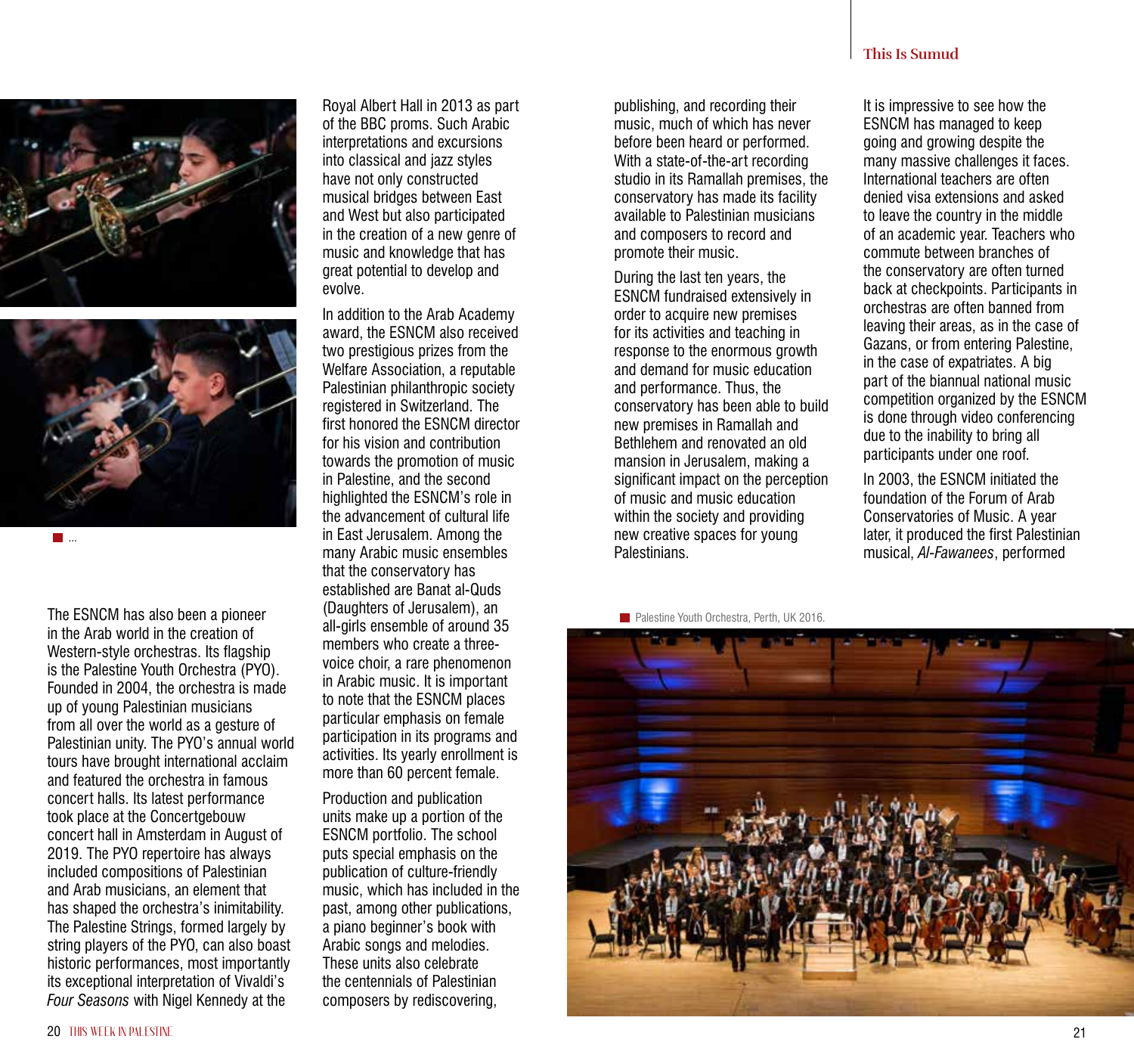...

The ESNCM has also been a pioneer in the Arab world in the creation of Western-style orchestras. Its flagship is the Palestine Youth Orchestra (PYO). Founded in 2004, the orchestra is made up of young Palestinian musicians from all over the world as a gesture of Palestinian unity. The PYO's annual world tours have brought international acclaim and featured the orchestra in famous concert halls. Its latest performance took place at the Concertgebouw concert hall in Amsterdam in August of 2019. The PYO repertoire has always included compositions of Palestinian and Arab musicians, an element that has shaped the orchestra's inimitability. The Palestine Strings, formed largely by string players of the PYO, can also boast historic performances, most importantly its exceptional interpretation of Vivaldi's *Four Seasons* with Nigel Kennedy at the Royal Albert Hall in 2013 as part of the BBC proms. Such Arabic interpretations and excursions into classical and jazz styles have not only constructed musical bridges between East and West but also participated in the creation of a new genre of music and knowledge that has great potential to develop and evolve.

In addition to the Arab Academy award, the ESNCM also received two prestigious prizes from the Welfare Association, a reputable Palestinian philanthropic society registered in Switzerland. The first honored the ESNCM director for his vision and contribution towards the promotion of music in Palestine, and the second highlighted the ESNCM's role in the advancement of cultural life in East Jerusalem. Among the many Arabic music ensembles that the conservatory has established are Banat al-Quds (Daughters of Jerusalem), an all-girls ensemble of around 35 members who create a three-voice choir, a rare phenomenon in Arabic music. It is important to note that the ESNCM places particular emphasis on female participation in its programs and activities. Its yearly enrollment is more than 60 percent female.

Production and publication units make up a portion of the ESNCM portfolio. The school puts special emphasis on the publication of culture-friendly music, which has included in the past, among other publications, a piano beginner's book with Arabic songs and melodies. These units also celebrate the centennials of Palestinian composers by rediscovering, publishing, and recording their music, much of which has never before been heard or performed. With a state-of-the-art recording studio in its Ramallah premises, the conservatory has made its facility available to Palestinian musicians and composers to record and promote their music.

During the last ten years, the ESNCM fundraised extensively in order to acquire new premises for its activities and teaching in response to the enormous growth and demand for music education and performance. Thus, the conservatory has been able to build new premises in Ramallah and Bethlehem and renovated an old mansion in Jerusalem, making a significant impact on the perception of music and music education within the society and providing new creative spaces for young Palestinians.

It is impressive to see how the ESNCM has managed to keep going and growing despite the many massive challenges it faces. International teachers are often denied visa extensions and asked to leave the country in the middle of an academic year. Teachers who commute between branches of the conservatory are often turned back at checkpoints. Participants in orchestras are often banned from leaving their areas, as in the case of Gazans, or from entering Palestine, in the case of expatriates. A big part of the biannual national music competition organized by the ESNCM is done through video conferencing due to the inability to bring all participants under one roof.

In 2003, the ESNCM initiated the foundation of the Forum of Arab Conservatories of Music. A year later, it produced the first Palestinian musical, *Al-Fawanees*, performed

Palestine Youth Orchestra, Perth, UK 2016.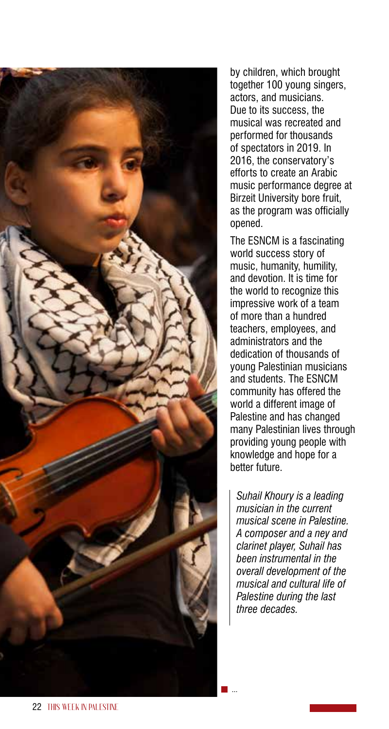by children, which brought together 100 young singers, actors, and musicians. Due to its success, the musical was recreated and performed for thousands of spectators in 2019. In 2016, the conservatory's efforts to create an Arabic music performance degree at Birzeit University bore fruit, as the program was officially opened.

The ESNCM is a fascinating world success story of music, humanity, humility, and devotion. It is time for the world to recognize this impressive work of a team of more than a hundred teachers, employees, and administrators and the dedication of thousands of young Palestinian musicians and students. The ESNCM community has offered the world a different image of Palestine and has changed many Palestinian lives through providing young people with knowledge and hope for a better future.

*Suhail Khoury is a leading musician in the current musical scene in Palestine. A composer and a ney and clarinet player, Suhail has been instrumental in the overall development of the musical and cultural life of Palestine during the last three decades.*